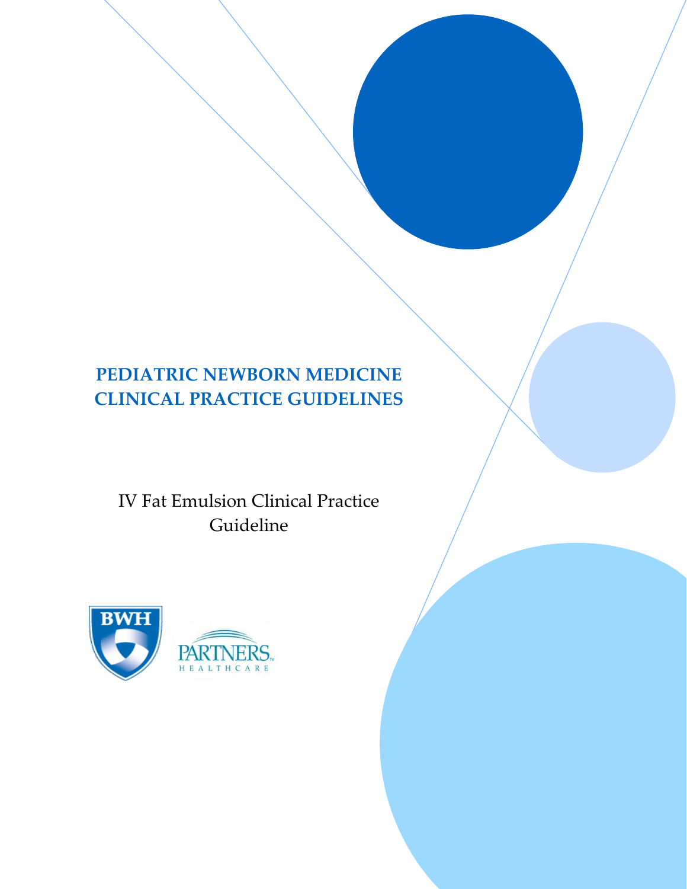# PEDIATRIC NEWBORN MEDICINE CLINICAL PRACTICE GUIDELINES

IV Fat Emulsion Clinical Practice Guideline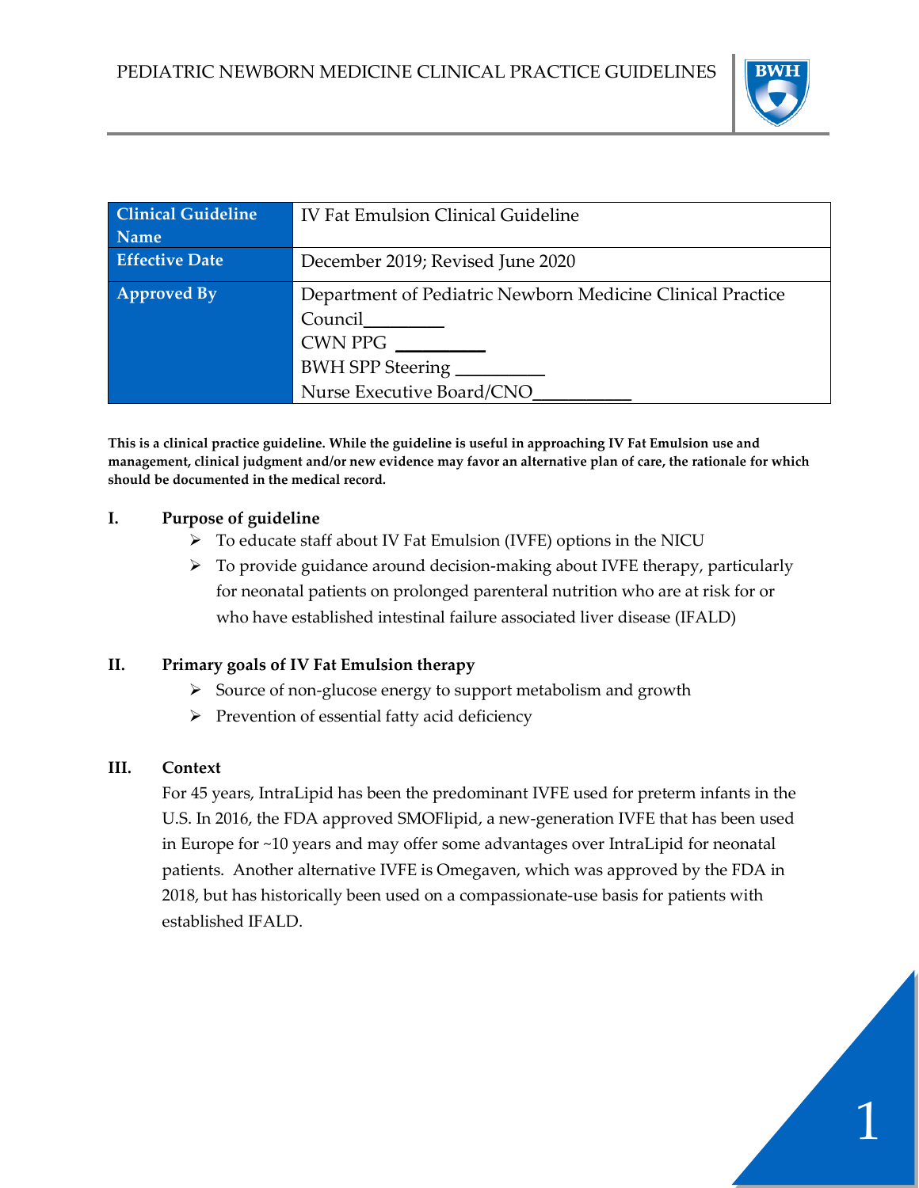| Clinical Guideline Name | IV Fat Emulsion Clinical Guideline |
|---|---|
| Effective Date | December 2019; Revised June 2020 |
| Approved By | Department of Pediatric Newborn Medicine Clinical Practice Council________<br>CWN PPG _________<br>BWH SPP Steering _________<br>Nurse Executive Board/CNO__________ |

**This is a clinical practice guideline. While the guideline is useful in approaching IV Fat Emulsion use and management, clinical judgment and/or new evidence may favor an alternative plan of care, the rationale for which should be documented in the medical record.**

## I. Purpose of guideline

- To educate staff about IV Fat Emulsion (IVFE) options in the NICU
- To provide guidance around decision-making about IVFE therapy, particularly for neonatal patients on prolonged parenteral nutrition who are at risk for or who have established intestinal failure associated liver disease (IFALD)

## II. Primary goals of IV Fat Emulsion therapy

- Source of non-glucose energy to support metabolism and growth
- Prevention of essential fatty acid deficiency

## III. Context

For 45 years, IntraLipid has been the predominant IVFE used for preterm infants in the U.S. In 2016, the FDA approved SMOFlipid, a new-generation IVFE that has been used in Europe for ~10 years and may offer some advantages over IntraLipid for neonatal patients. Another alternative IVFE is Omegaven, which was approved by the FDA in 2018, but has historically been used on a compassionate-use basis for patients with established IFALD.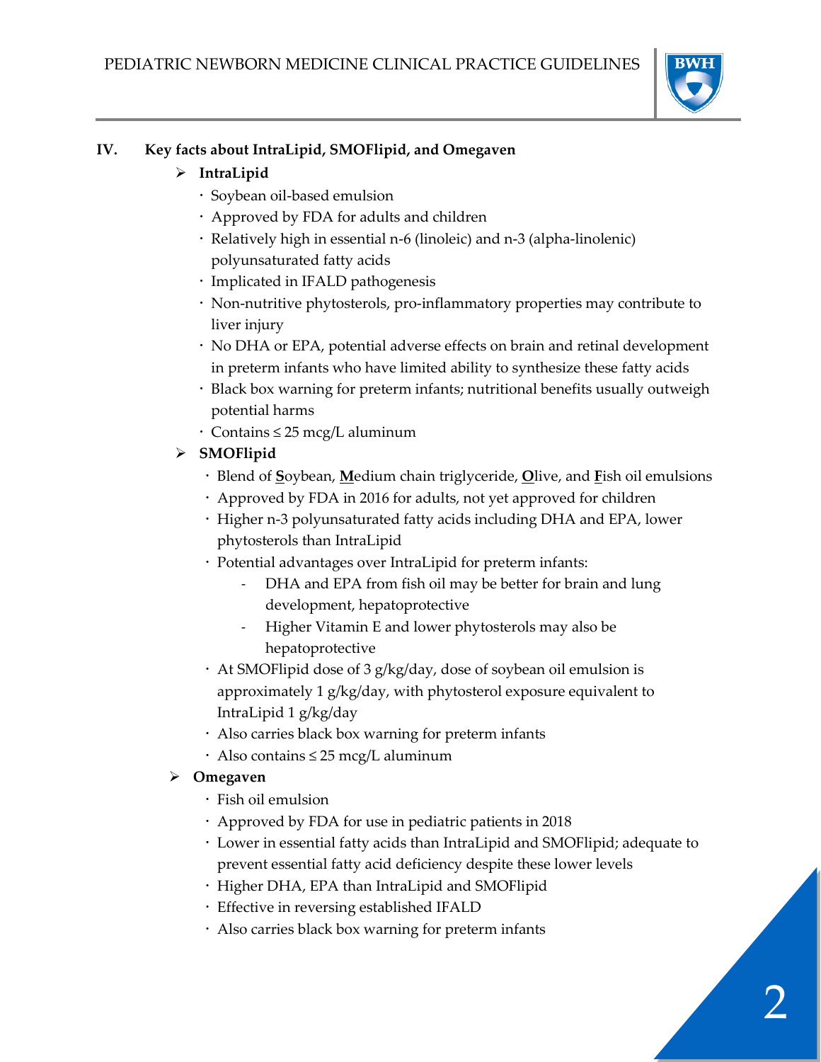## IV. Key facts about IntraLipid, SMOFlipid, and Omegaven

- **IntraLipid**
  - Soybean oil-based emulsion
  - Approved by FDA for adults and children
  - Relatively high in essential n-6 (linoleic) and n-3 (alpha-linolenic) polyunsaturated fatty acids
  - Implicated in IFALD pathogenesis
  - Non-nutritive phytosterols, pro-inflammatory properties may contribute to liver injury
  - No DHA or EPA, potential adverse effects on brain and retinal development in preterm infants who have limited ability to synthesize these fatty acids
  - Black box warning for preterm infants; nutritional benefits usually outweigh potential harms
  - Contains ≤ 25 mcg/L aluminum
- **SMOFlipid**
  - Blend of **S**oybean, **M**edium chain triglyceride, **O**live, and **F**ish oil emulsions
  - Approved by FDA in 2016 for adults, not yet approved for children
  - Higher n-3 polyunsaturated fatty acids including DHA and EPA, lower phytosterols than IntraLipid
  - Potential advantages over IntraLipid for preterm infants:
    - DHA and EPA from fish oil may be better for brain and lung development, hepatoprotective
    - Higher Vitamin E and lower phytosterols may also be hepatoprotective
  - At SMOFlipid dose of 3 g/kg/day, dose of soybean oil emulsion is approximately 1 g/kg/day, with phytosterol exposure equivalent to IntraLipid 1 g/kg/day
  - Also carries black box warning for preterm infants
  - Also contains ≤ 25 mcg/L aluminum
- **Omegaven**
  - Fish oil emulsion
  - Approved by FDA for use in pediatric patients in 2018
  - Lower in essential fatty acids than IntraLipid and SMOFlipid; adequate to prevent essential fatty acid deficiency despite these lower levels
  - Higher DHA, EPA than IntraLipid and SMOFlipid
  - Effective in reversing established IFALD
  - Also carries black box warning for preterm infants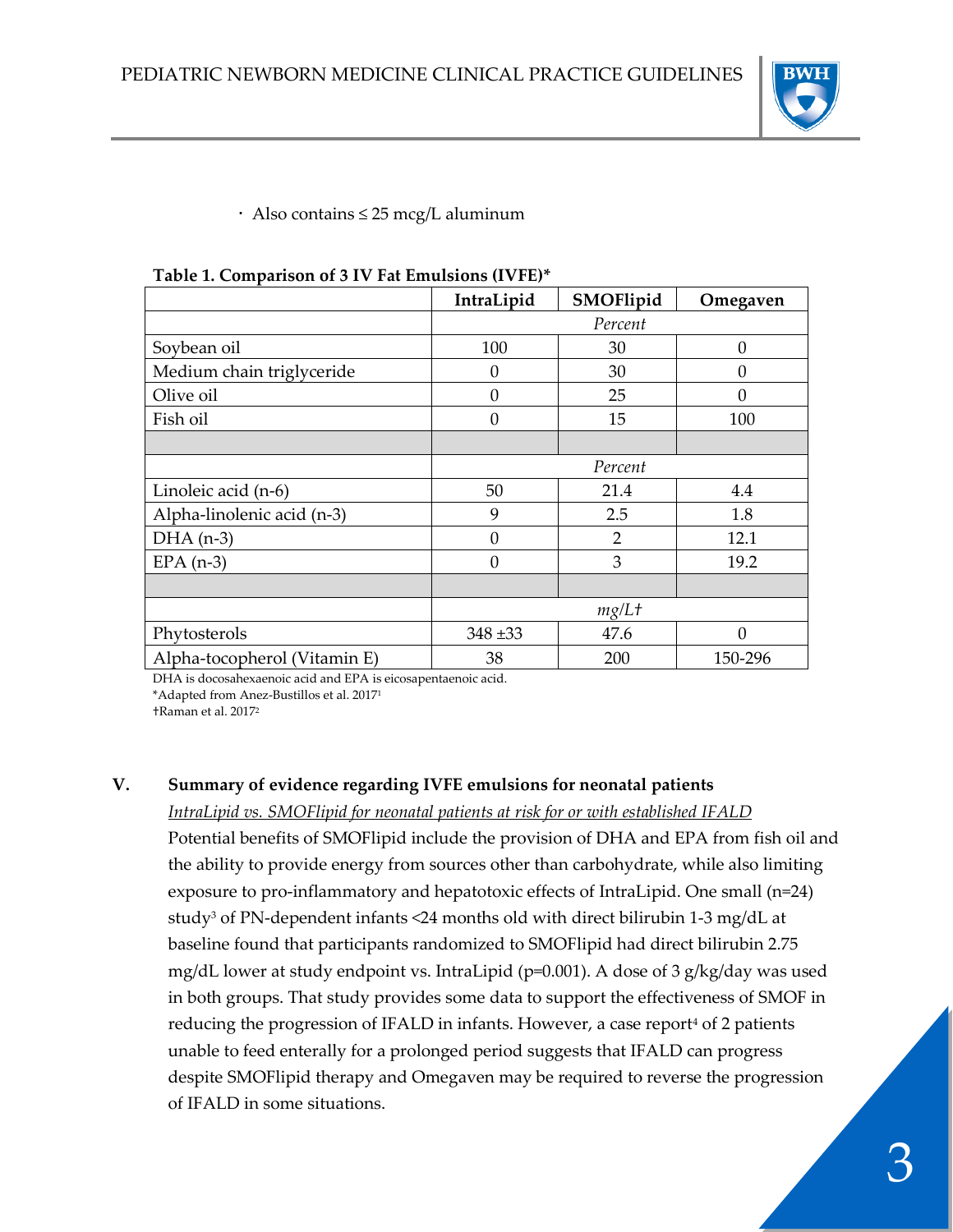- Also contains ≤ 25 mcg/L aluminum

**Table 1. Comparison of 3 IV Fat Emulsions (IVFE)***

| | IntraLipid | SMOFlipid | Omegaven |
|---|---|---|---|
| | | *Percent* | |
| Soybean oil | 100 | 30 | 0 |
| Medium chain triglyceride | 0 | 30 | 0 |
| Olive oil | 0 | 25 | 0 |
| Fish oil | 0 | 15 | 100 |
| | | | |
| | | *Percent* | |
| Linoleic acid (n-6) | 50 | 21.4 | 4.4 |
| Alpha-linolenic acid (n-3) | 9 | 2.5 | 1.8 |
| DHA (n-3) | 0 | 2 | 12.1 |
| EPA (n-3) | 0 | 3 | 19.2 |
| | | | |
| | | *mg/L†* | |
| Phytosterols | 348 ±33 | 47.6 | 0 |
| Alpha-tocopherol (Vitamin E) | 38 | 200 | 150-296 |

DHA is docosahexaenoic acid and EPA is eicosapentaenoic acid.

*Adapted from Anez-Bustillos et al. 2017[1]

†Raman et al. 2017[2]

## V. Summary of evidence regarding IVFE emulsions for neonatal patients

<u>*IntraLipid vs. SMOFlipid for neonatal patients at risk for or with established IFALD*</u>

Potential benefits of SMOFlipid include the provision of DHA and EPA from fish oil and the ability to provide energy from sources other than carbohydrate, while also limiting exposure to pro-inflammatory and hepatotoxic effects of IntraLipid. One small (n=24) study[3] of PN-dependent infants <24 months old with direct bilirubin 1-3 mg/dL at baseline found that participants randomized to SMOFlipid had direct bilirubin 2.75 mg/dL lower at study endpoint vs. IntraLipid (p=0.001). A dose of 3 g/kg/day was used in both groups. That study provides some data to support the effectiveness of SMOF in reducing the progression of IFALD in infants. However, a case report[4] of 2 patients unable to feed enterally for a prolonged period suggests that IFALD can progress despite SMOFlipid therapy and Omegaven may be required to reverse the progression of IFALD in some situations.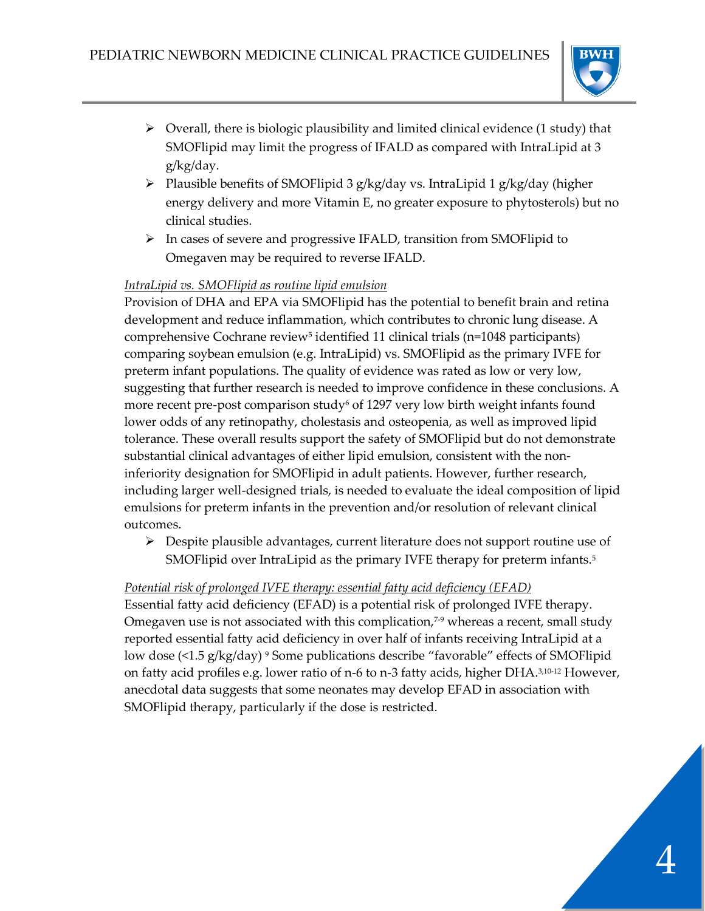- Overall, there is biologic plausibility and limited clinical evidence (1 study) that SMOFlipid may limit the progress of IFALD as compared with IntraLipid at 3 g/kg/day.
- Plausible benefits of SMOFlipid 3 g/kg/day vs. IntraLipid 1 g/kg/day (higher energy delivery and more Vitamin E, no greater exposure to phytosterols) but no clinical studies.
- In cases of severe and progressive IFALD, transition from SMOFlipid to Omegaven may be required to reverse IFALD.

*IntraLipid vs. SMOFlipid as routine lipid emulsion*

Provision of DHA and EPA via SMOFlipid has the potential to benefit brain and retina development and reduce inflammation, which contributes to chronic lung disease. A comprehensive Cochrane review[5] identified 11 clinical trials (n=1048 participants) comparing soybean emulsion (e.g. IntraLipid) vs. SMOFlipid as the primary IVFE for preterm infant populations. The quality of evidence was rated as low or very low, suggesting that further research is needed to improve confidence in these conclusions. A more recent pre-post comparison study[6] of 1297 very low birth weight infants found lower odds of any retinopathy, cholestasis and osteopenia, as well as improved lipid tolerance. These overall results support the safety of SMOFlipid but do not demonstrate substantial clinical advantages of either lipid emulsion, consistent with the non-inferiority designation for SMOFlipid in adult patients. However, further research, including larger well-designed trials, is needed to evaluate the ideal composition of lipid emulsions for preterm infants in the prevention and/or resolution of relevant clinical outcomes.

- Despite plausible advantages, current literature does not support routine use of SMOFlipid over IntraLipid as the primary IVFE therapy for preterm infants.[5]

*Potential risk of prolonged IVFE therapy: essential fatty acid deficiency (EFAD)*

Essential fatty acid deficiency (EFAD) is a potential risk of prolonged IVFE therapy. Omegaven use is not associated with this complication,[7-9] whereas a recent, small study reported essential fatty acid deficiency in over half of infants receiving IntraLipid at a low dose (<1.5 g/kg/day) [9] Some publications describe "favorable" effects of SMOFlipid on fatty acid profiles e.g. lower ratio of n-6 to n-3 fatty acids, higher DHA.[3,10-12] However, anecdotal data suggests that some neonates may develop EFAD in association with SMOFlipid therapy, particularly if the dose is restricted.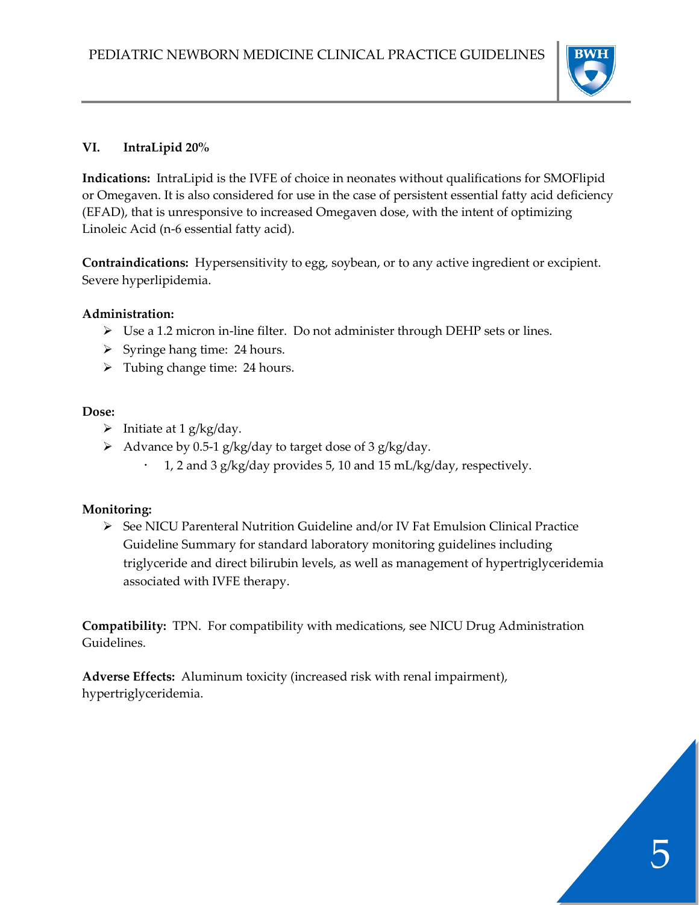## VI. IntraLipid 20%

**Indications:** IntraLipid is the IVFE of choice in neonates without qualifications for SMOFlipid or Omegaven. It is also considered for use in the case of persistent essential fatty acid deficiency (EFAD), that is unresponsive to increased Omegaven dose, with the intent of optimizing Linoleic Acid (n-6 essential fatty acid).

**Contraindications:** Hypersensitivity to egg, soybean, or to any active ingredient or excipient. Severe hyperlipidemia.

**Administration:**

- Use a 1.2 micron in-line filter. Do not administer through DEHP sets or lines.
- Syringe hang time: 24 hours.
- Tubing change time: 24 hours.

**Dose:**

- Initiate at 1 g/kg/day.
- Advance by 0.5-1 g/kg/day to target dose of 3 g/kg/day.
  - 1, 2 and 3 g/kg/day provides 5, 10 and 15 mL/kg/day, respectively.

**Monitoring:**

- See NICU Parenteral Nutrition Guideline and/or IV Fat Emulsion Clinical Practice Guideline Summary for standard laboratory monitoring guidelines including triglyceride and direct bilirubin levels, as well as management of hypertriglyceridemia associated with IVFE therapy.

**Compatibility:** TPN. For compatibility with medications, see NICU Drug Administration Guidelines.

**Adverse Effects:** Aluminum toxicity (increased risk with renal impairment), hypertriglyceridemia.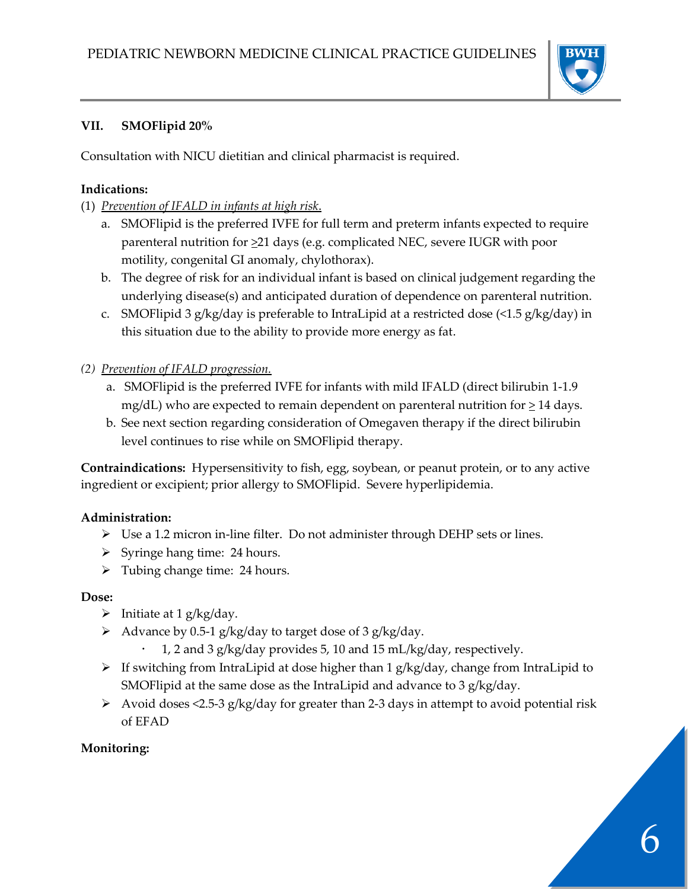## VII. SMOFlipid 20%

Consultation with NICU dietitian and clinical pharmacist is required.

**Indications:**

(1) *Prevention of IFALD in infants at high risk.*

   a. SMOFlipid is the preferred IVFE for full term and preterm infants expected to require parenteral nutrition for ≥21 days (e.g. complicated NEC, severe IUGR with poor motility, congenital GI anomaly, chylothorax).

   b. The degree of risk for an individual infant is based on clinical judgement regarding the underlying disease(s) and anticipated duration of dependence on parenteral nutrition.

   c. SMOFlipid 3 g/kg/day is preferable to IntraLipid at a restricted dose (<1.5 g/kg/day) in this situation due to the ability to provide more energy as fat.

(2) *Prevention of IFALD progression.*

   a. SMOFlipid is the preferred IVFE for infants with mild IFALD (direct bilirubin 1-1.9 mg/dL) who are expected to remain dependent on parenteral nutrition for ≥ 14 days.

   b. See next section regarding consideration of Omegaven therapy if the direct bilirubin level continues to rise while on SMOFlipid therapy.

**Contraindications:** Hypersensitivity to fish, egg, soybean, or peanut protein, or to any active ingredient or excipient; prior allergy to SMOFlipid. Severe hyperlipidemia.

**Administration:**

- Use a 1.2 micron in-line filter. Do not administer through DEHP sets or lines.
- Syringe hang time: 24 hours.
- Tubing change time: 24 hours.

**Dose:**

- Initiate at 1 g/kg/day.
- Advance by 0.5-1 g/kg/day to target dose of 3 g/kg/day.
  - 1, 2 and 3 g/kg/day provides 5, 10 and 15 mL/kg/day, respectively.
- If switching from IntraLipid at dose higher than 1 g/kg/day, change from IntraLipid to SMOFlipid at the same dose as the IntraLipid and advance to 3 g/kg/day.
- Avoid doses <2.5-3 g/kg/day for greater than 2-3 days in attempt to avoid potential risk of EFAD

**Monitoring:**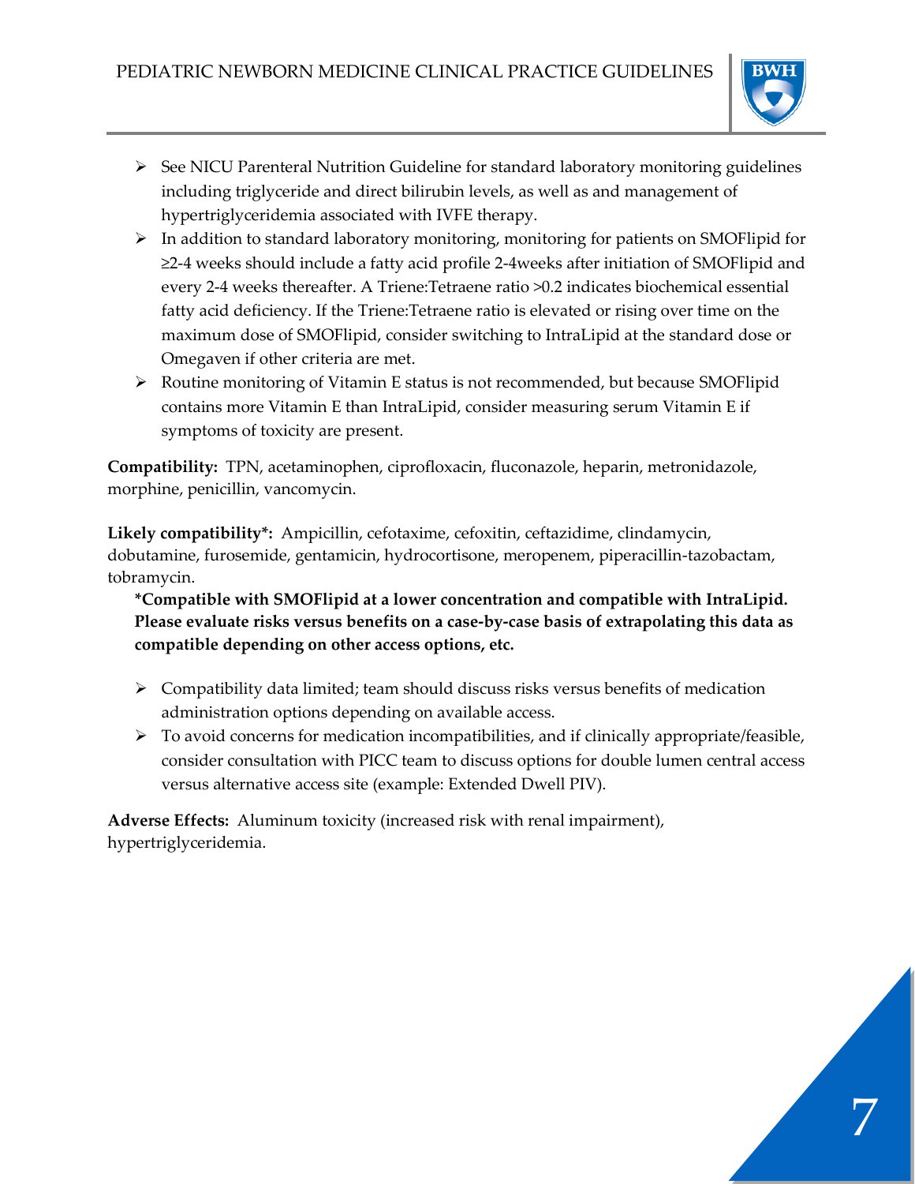- See NICU Parenteral Nutrition Guideline for standard laboratory monitoring guidelines including triglyceride and direct bilirubin levels, as well as and management of hypertriglyceridemia associated with IVFE therapy.
- In addition to standard laboratory monitoring, monitoring for patients on SMOFlipid for ≥2-4 weeks should include a fatty acid profile 2-4weeks after initiation of SMOFlipid and every 2-4 weeks thereafter. A Triene:Tetraene ratio >0.2 indicates biochemical essential fatty acid deficiency. If the Triene:Tetraene ratio is elevated or rising over time on the maximum dose of SMOFlipid, consider switching to IntraLipid at the standard dose or Omegaven if other criteria are met.
- Routine monitoring of Vitamin E status is not recommended, but because SMOFlipid contains more Vitamin E than IntraLipid, consider measuring serum Vitamin E if symptoms of toxicity are present.

**Compatibility:** TPN, acetaminophen, ciprofloxacin, fluconazole, heparin, metronidazole, morphine, penicillin, vancomycin.

**Likely compatibility*:** Ampicillin, cefotaxime, cefoxitin, ceftazidime, clindamycin, dobutamine, furosemide, gentamicin, hydrocortisone, meropenem, piperacillin-tazobactam, tobramycin.

**\*Compatible with SMOFlipid at a lower concentration and compatible with IntraLipid. Please evaluate risks versus benefits on a case-by-case basis of extrapolating this data as compatible depending on other access options, etc.**

- Compatibility data limited; team should discuss risks versus benefits of medication administration options depending on available access.
- To avoid concerns for medication incompatibilities, and if clinically appropriate/feasible, consider consultation with PICC team to discuss options for double lumen central access versus alternative access site (example: Extended Dwell PIV).

**Adverse Effects:** Aluminum toxicity (increased risk with renal impairment), hypertriglyceridemia.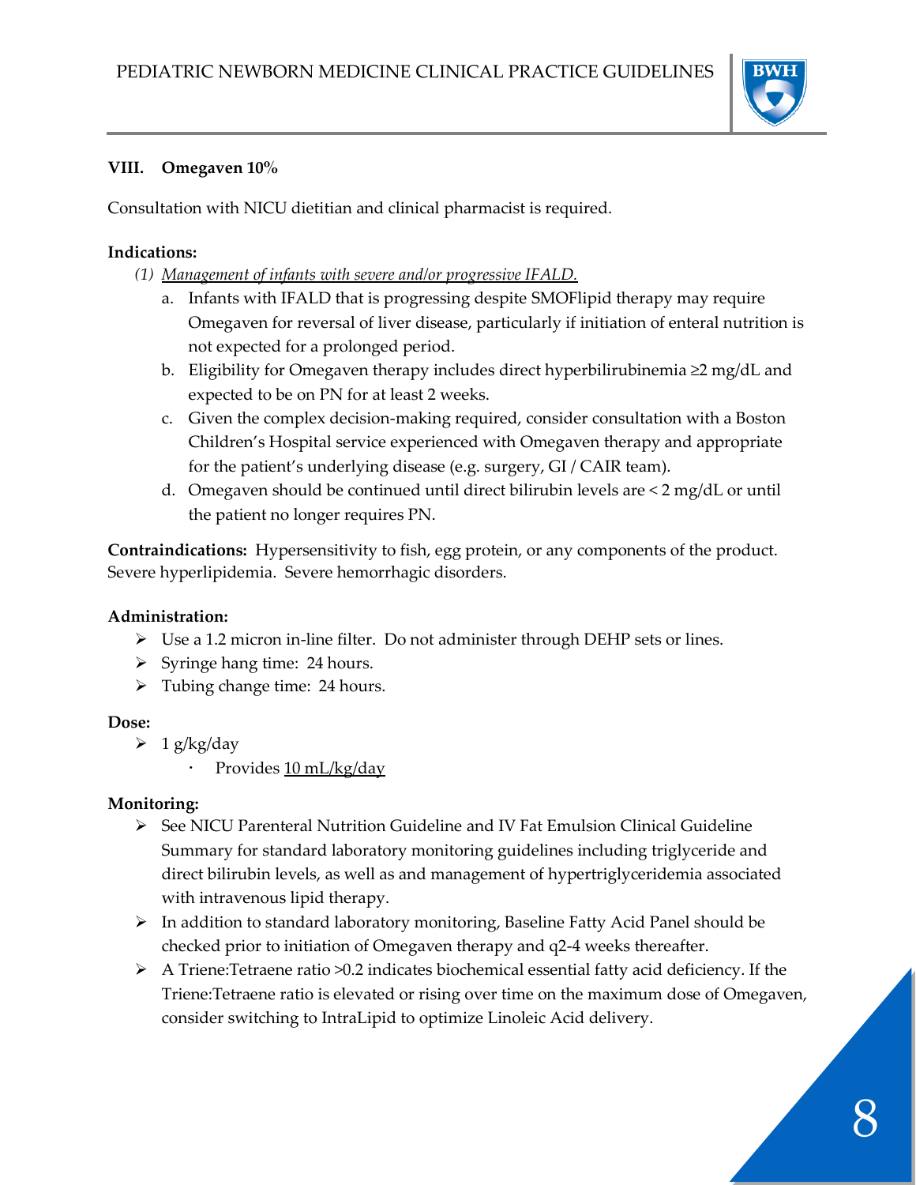## VIII. Omegaven 10%

Consultation with NICU dietitian and clinical pharmacist is required.

**Indications:**

*(1) <u>Management of infants with severe and/or progressive IFALD.</u>*

a. Infants with IFALD that is progressing despite SMOFlipid therapy may require Omegaven for reversal of liver disease, particularly if initiation of enteral nutrition is not expected for a prolonged period.

b. Eligibility for Omegaven therapy includes direct hyperbilirubinemia ≥2 mg/dL and expected to be on PN for at least 2 weeks.

c. Given the complex decision-making required, consider consultation with a Boston Children's Hospital service experienced with Omegaven therapy and appropriate for the patient's underlying disease (e.g. surgery, GI / CAIR team).

d. Omegaven should be continued until direct bilirubin levels are < 2 mg/dL or until the patient no longer requires PN.

**Contraindications:** Hypersensitivity to fish, egg protein, or any components of the product. Severe hyperlipidemia. Severe hemorrhagic disorders.

**Administration:**

- Use a 1.2 micron in-line filter. Do not administer through DEHP sets or lines.
- Syringe hang time: 24 hours.
- Tubing change time: 24 hours.

**Dose:**

- 1 g/kg/day
  - Provides <u>10 mL/kg/day</u>

**Monitoring:**

- See NICU Parenteral Nutrition Guideline and IV Fat Emulsion Clinical Guideline Summary for standard laboratory monitoring guidelines including triglyceride and direct bilirubin levels, as well as and management of hypertriglyceridemia associated with intravenous lipid therapy.
- In addition to standard laboratory monitoring, Baseline Fatty Acid Panel should be checked prior to initiation of Omegaven therapy and q2-4 weeks thereafter.
- A Triene:Tetraene ratio >0.2 indicates biochemical essential fatty acid deficiency. If the Triene:Tetraene ratio is elevated or rising over time on the maximum dose of Omegaven, consider switching to IntraLipid to optimize Linoleic Acid delivery.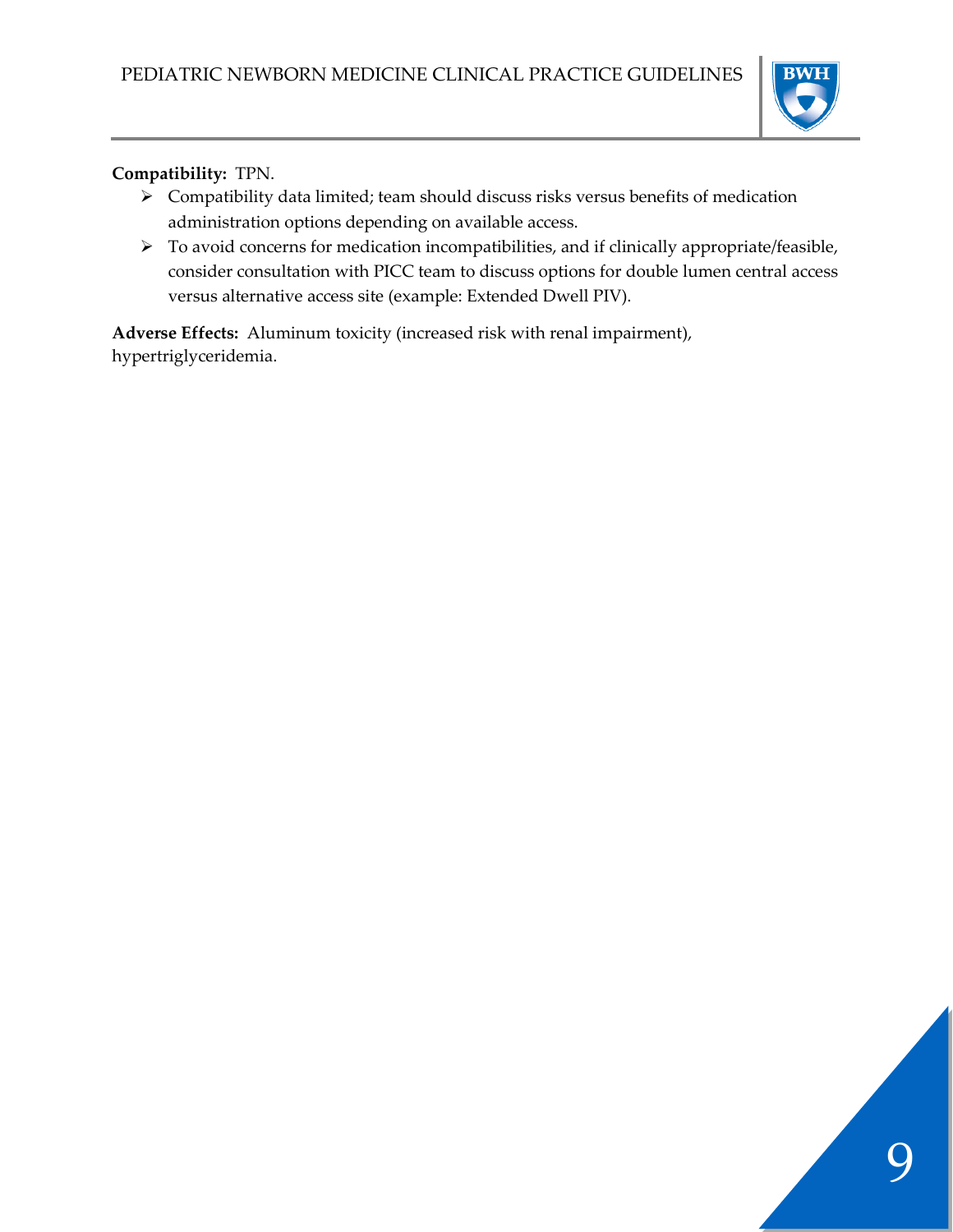**Compatibility:** TPN.

- Compatibility data limited; team should discuss risks versus benefits of medication administration options depending on available access.
- To avoid concerns for medication incompatibilities, and if clinically appropriate/feasible, consider consultation with PICC team to discuss options for double lumen central access versus alternative access site (example: Extended Dwell PIV).

**Adverse Effects:** Aluminum toxicity (increased risk with renal impairment), hypertriglyceridemia.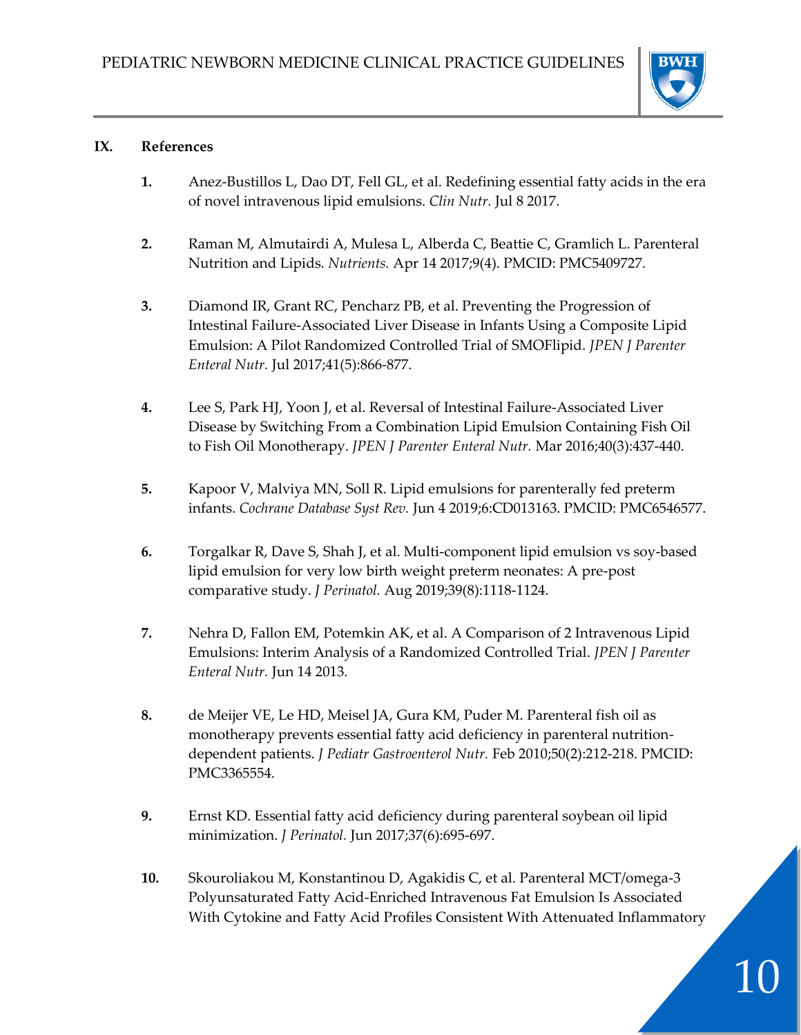## IX. References

1. Anez-Bustillos L, Dao DT, Fell GL, et al. Redefining essential fatty acids in the era of novel intravenous lipid emulsions. *Clin Nutr.* Jul 8 2017.

2. Raman M, Almutairdi A, Mulesa L, Alberda C, Beattie C, Gramlich L. Parenteral Nutrition and Lipids. *Nutrients.* Apr 14 2017;9(4). PMCID: PMC5409727.

3. Diamond IR, Grant RC, Pencharz PB, et al. Preventing the Progression of Intestinal Failure-Associated Liver Disease in Infants Using a Composite Lipid Emulsion: A Pilot Randomized Controlled Trial of SMOFlipid. *JPEN J Parenter Enteral Nutr.* Jul 2017;41(5):866-877.

4. Lee S, Park HJ, Yoon J, et al. Reversal of Intestinal Failure-Associated Liver Disease by Switching From a Combination Lipid Emulsion Containing Fish Oil to Fish Oil Monotherapy. *JPEN J Parenter Enteral Nutr.* Mar 2016;40(3):437-440.

5. Kapoor V, Malviya MN, Soll R. Lipid emulsions for parenterally fed preterm infants. *Cochrane Database Syst Rev.* Jun 4 2019;6:CD013163. PMCID: PMC6546577.

6. Torgalkar R, Dave S, Shah J, et al. Multi-component lipid emulsion vs soy-based lipid emulsion for very low birth weight preterm neonates: A pre-post comparative study. *J Perinatol.* Aug 2019;39(8):1118-1124.

7. Nehra D, Fallon EM, Potemkin AK, et al. A Comparison of 2 Intravenous Lipid Emulsions: Interim Analysis of a Randomized Controlled Trial. *JPEN J Parenter Enteral Nutr.* Jun 14 2013.

8. de Meijer VE, Le HD, Meisel JA, Gura KM, Puder M. Parenteral fish oil as monotherapy prevents essential fatty acid deficiency in parenteral nutrition-dependent patients. *J Pediatr Gastroenterol Nutr.* Feb 2010;50(2):212-218. PMCID: PMC3365554.

9. Ernst KD. Essential fatty acid deficiency during parenteral soybean oil lipid minimization. *J Perinatol.* Jun 2017;37(6):695-697.

10. Skouroliakou M, Konstantinou D, Agakidis C, et al. Parenteral MCT/omega-3 Polyunsaturated Fatty Acid-Enriched Intravenous Fat Emulsion Is Associated With Cytokine and Fatty Acid Profiles Consistent With Attenuated Inflammatory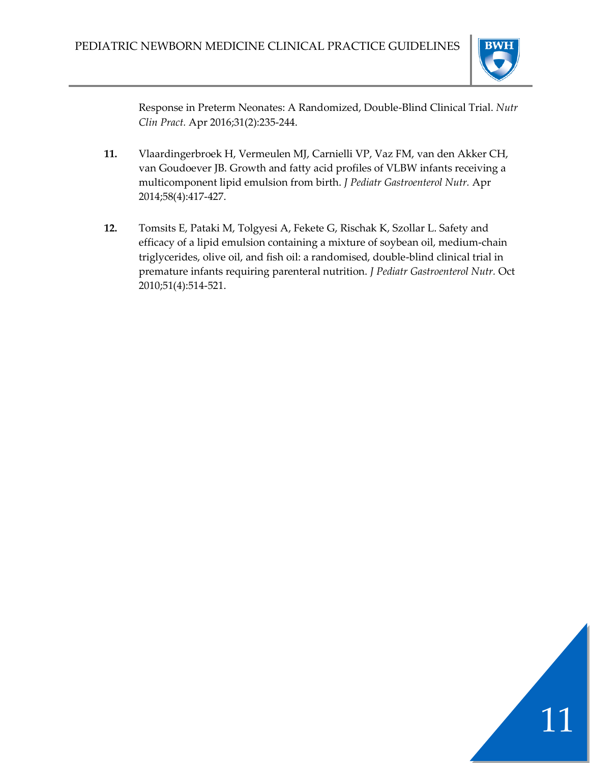Response in Preterm Neonates: A Randomized, Double-Blind Clinical Trial. *Nutr Clin Pract.* Apr 2016;31(2):235-244.

**11.** Vlaardingerbroek H, Vermeulen MJ, Carnielli VP, Vaz FM, van den Akker CH, van Goudoever JB. Growth and fatty acid profiles of VLBW infants receiving a multicomponent lipid emulsion from birth. *J Pediatr Gastroenterol Nutr.* Apr 2014;58(4):417-427.

**12.** Tomsits E, Pataki M, Tolgyesi A, Fekete G, Rischak K, Szollar L. Safety and efficacy of a lipid emulsion containing a mixture of soybean oil, medium-chain triglycerides, olive oil, and fish oil: a randomised, double-blind clinical trial in premature infants requiring parenteral nutrition. *J Pediatr Gastroenterol Nutr.* Oct 2010;51(4):514-521.